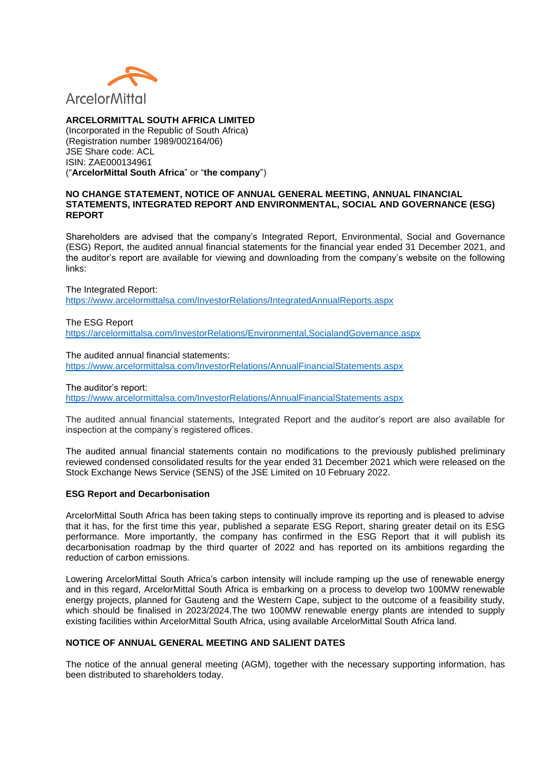ArcelorMittal

**ARCELORMITTAL SOUTH AFRICA LIMITED**
(Incorporated in the Republic of South Africa)
(Registration number 1989/002164/06)
JSE Share code: ACL
ISIN: ZAE000134961
("**ArcelorMittal South Africa**" or "**the company**")

**NO CHANGE STATEMENT, NOTICE OF ANNUAL GENERAL MEETING, ANNUAL FINANCIAL STATEMENTS, INTEGRATED REPORT AND ENVIRONMENTAL, SOCIAL AND GOVERNANCE (ESG) REPORT**

Shareholders are advised that the company's Integrated Report, Environmental, Social and Governance (ESG) Report, the audited annual financial statements for the financial year ended 31 December 2021, and the auditor's report are available for viewing and downloading from the company's website on the following links:

The Integrated Report:
https://www.arcelormittalsa.com/InvestorRelations/IntegratedAnnualReports.aspx

The ESG Report
https://arcelormittalsa.com/InvestorRelations/Environmental,SocialandGovernance.aspx

The audited annual financial statements:
https://www.arcelormittalsa.com/InvestorRelations/AnnualFinancialStatements.aspx

The auditor's report:
https://www.arcelormittalsa.com/InvestorRelations/AnnualFinancialStatements.aspx

The audited annual financial statements, Integrated Report and the auditor's report are also available for inspection at the company's registered offices.

The audited annual financial statements contain no modifications to the previously published preliminary reviewed condensed consolidated results for the year ended 31 December 2021 which were released on the Stock Exchange News Service (SENS) of the JSE Limited on 10 February 2022.

**ESG Report and Decarbonisation**

ArcelorMittal South Africa has been taking steps to continually improve its reporting and is pleased to advise that it has, for the first time this year, published a separate ESG Report, sharing greater detail on its ESG performance. More importantly, the company has confirmed in the ESG Report that it will publish its decarbonisation roadmap by the third quarter of 2022 and has reported on its ambitions regarding the reduction of carbon emissions.

Lowering ArcelorMittal South Africa's carbon intensity will include ramping up the use of renewable energy and in this regard, ArcelorMittal South Africa is embarking on a process to develop two 100MW renewable energy projects, planned for Gauteng and the Western Cape, subject to the outcome of a feasibility study, which should be finalised in 2023/2024.The two 100MW renewable energy plants are intended to supply existing facilities within ArcelorMittal South Africa, using available ArcelorMittal South Africa land.

**NOTICE OF ANNUAL GENERAL MEETING AND SALIENT DATES**

The notice of the annual general meeting (AGM), together with the necessary supporting information, has been distributed to shareholders today.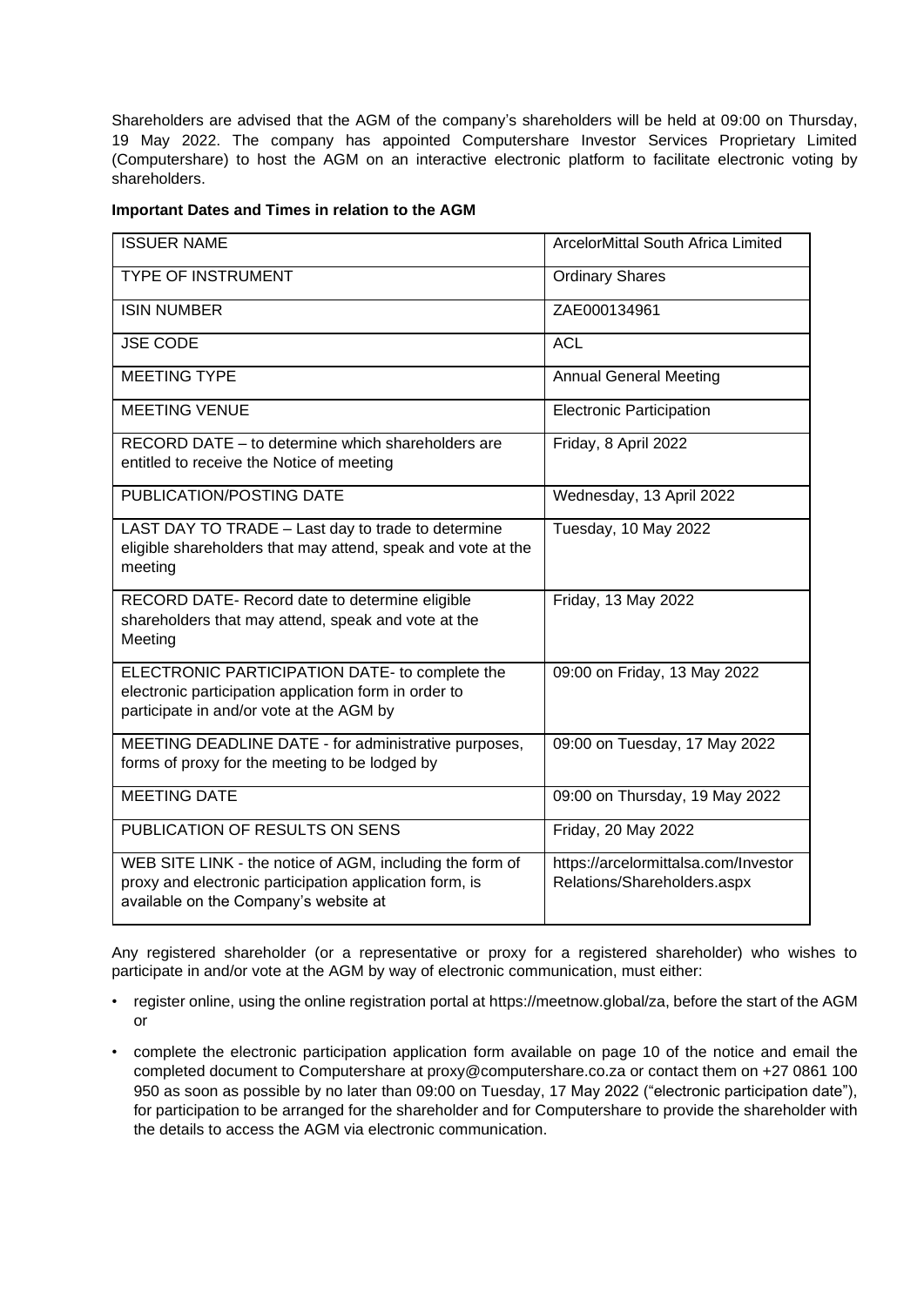Shareholders are advised that the AGM of the company's shareholders will be held at 09:00 on Thursday, 19 May 2022. The company has appointed Computershare Investor Services Proprietary Limited (Computershare) to host the AGM on an interactive electronic platform to facilitate electronic voting by shareholders.

**Important Dates and Times in relation to the AGM**

| ISSUER NAME | ArcelorMittal South Africa Limited |
|---|---|
| TYPE OF INSTRUMENT | Ordinary Shares |
| ISIN NUMBER | ZAE000134961 |
| JSE CODE | ACL |
| MEETING TYPE | Annual General Meeting |
| MEETING VENUE | Electronic Participation |
| RECORD DATE – to determine which shareholders are entitled to receive the Notice of meeting | Friday, 8 April 2022 |
| PUBLICATION/POSTING DATE | Wednesday, 13 April 2022 |
| LAST DAY TO TRADE – Last day to trade to determine eligible shareholders that may attend, speak and vote at the meeting | Tuesday, 10 May 2022 |
| RECORD DATE- Record date to determine eligible shareholders that may attend, speak and vote at the Meeting | Friday, 13 May 2022 |
| ELECTRONIC PARTICIPATION DATE- to complete the electronic participation application form in order to participate in and/or vote at the AGM by | 09:00 on Friday, 13 May 2022 |
| MEETING DEADLINE DATE - for administrative purposes, forms of proxy for the meeting to be lodged by | 09:00 on Tuesday, 17 May 2022 |
| MEETING DATE | 09:00 on Thursday, 19 May 2022 |
| PUBLICATION OF RESULTS ON SENS | Friday, 20 May 2022 |
| WEB SITE LINK - the notice of AGM, including the form of proxy and electronic participation application form, is available on the Company's website at | https://arcelormittalsa.com/InvestorRelations/Shareholders.aspx |

Any registered shareholder (or a representative or proxy for a registered shareholder) who wishes to participate in and/or vote at the AGM by way of electronic communication, must either:

- register online, using the online registration portal at https://meetnow.global/za, before the start of the AGM or
- complete the electronic participation application form available on page 10 of the notice and email the completed document to Computershare at proxy@computershare.co.za or contact them on +27 0861 100 950 as soon as possible by no later than 09:00 on Tuesday, 17 May 2022 ("electronic participation date"), for participation to be arranged for the shareholder and for Computershare to provide the shareholder with the details to access the AGM via electronic communication.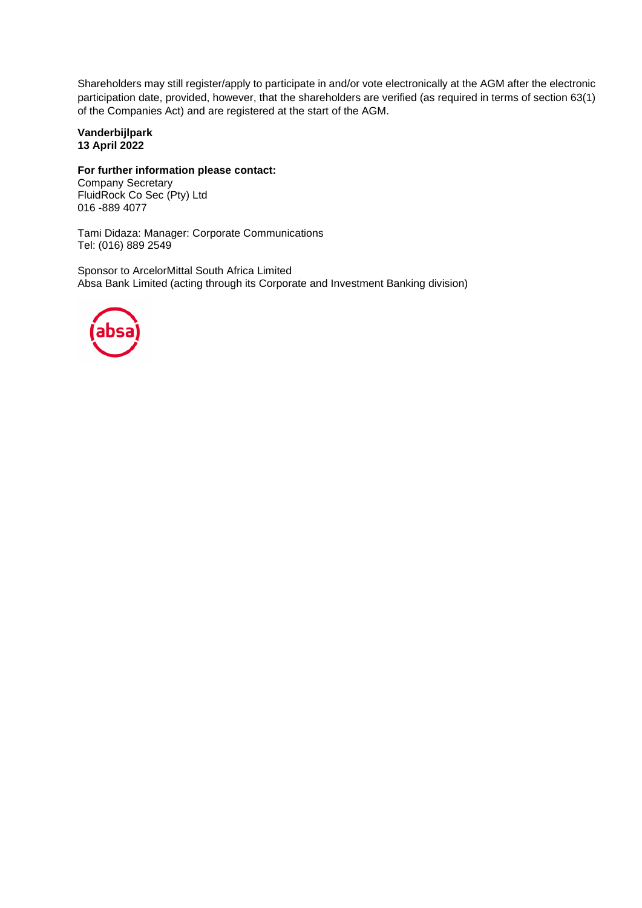Shareholders may still register/apply to participate in and/or vote electronically at the AGM after the electronic participation date, provided, however, that the shareholders are verified (as required in terms of section 63(1) of the Companies Act) and are registered at the start of the AGM.

**Vanderbijlpark**
**13 April 2022**

**For further information please contact:**
Company Secretary
FluidRock Co Sec (Pty) Ltd
016 -889 4077

Tami Didaza: Manager: Corporate Communications
Tel: (016) 889 2549

Sponsor to ArcelorMittal South Africa Limited
Absa Bank Limited (acting through its Corporate and Investment Banking division)